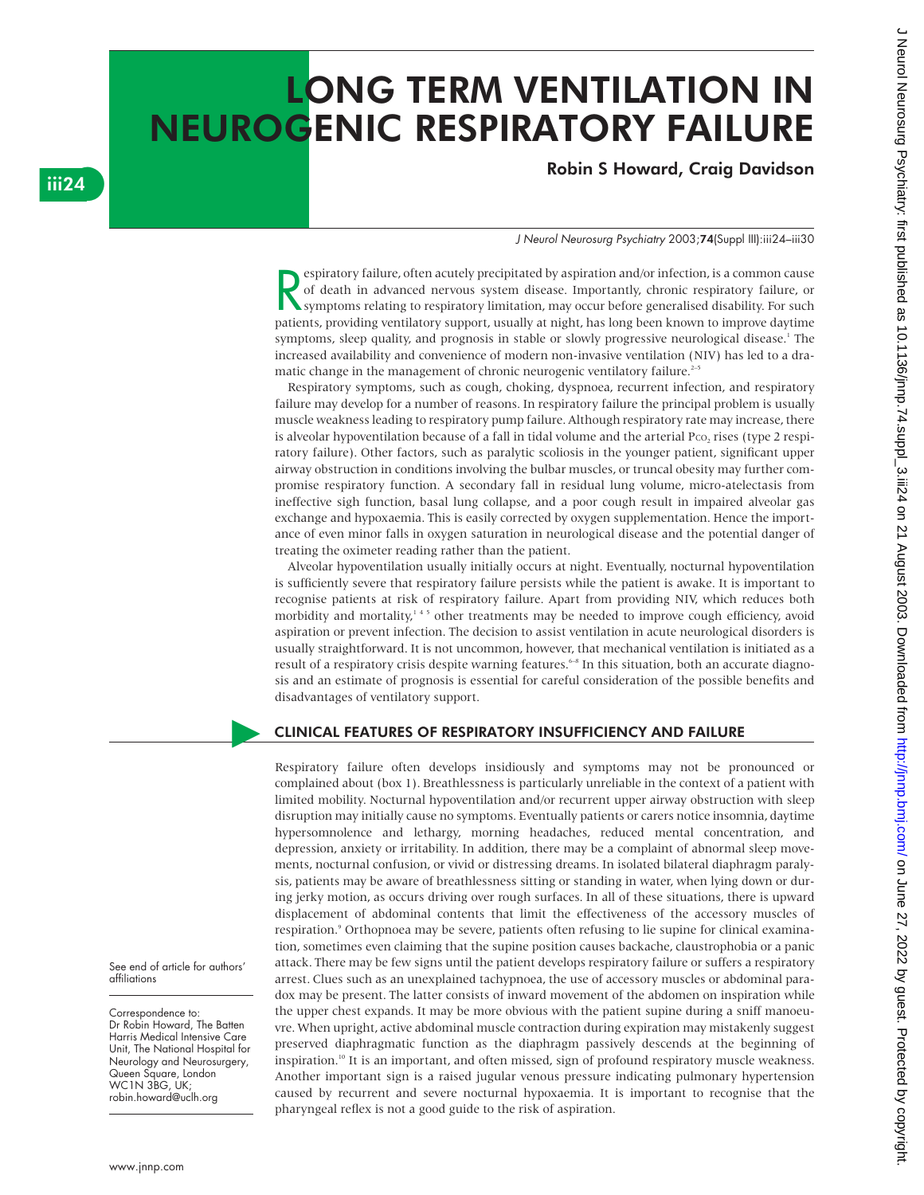# LONG TERM VENTILATION IN NEUROGENIC RESPIRATORY FAILURE

**Robin S Howard, Craig Davidson**

*J Neurol Neurosurg Psychiatry* 2003;**74**(Suppl III):iii24–iii30

Respiratory failure, often acutely precipitated by aspiration and/or infection, is a common cause of death in advanced nervous system disease. Importantly, chronic respiratory failure, or symptoms relating to respiratory limitation, may occur before generalised disability. For such patients, providing ventilatory support, usually at night, has long been known to improve daytime symptoms, sleep quality, and prognosis in stable or slowly progressive neurological disease.[1] The increased availability and convenience of modern non-invasive ventilation (NIV) has led to a dramatic change in the management of chronic neurogenic ventilatory failure.[2–5]

Respiratory symptoms, such as cough, choking, dyspnoea, recurrent infection, and respiratory failure may develop for a number of reasons. In respiratory failure the principal problem is usually muscle weakness leading to respiratory pump failure. Although respiratory rate may increase, there is alveolar hypoventilation because of a fall in tidal volume and the arterial $P_{CO_2}$ rises (type 2 respiratory failure). Other factors, such as paralytic scoliosis in the younger patient, significant upper airway obstruction in conditions involving the bulbar muscles, or truncal obesity may further compromise respiratory function. A secondary fall in residual lung volume, micro-atelectasis from ineffective sigh function, basal lung collapse, and a poor cough result in impaired alveolar gas exchange and hypoxaemia. This is easily corrected by oxygen supplementation. Hence the importance of even minor falls in oxygen saturation in neurological disease and the potential danger of treating the oximeter reading rather than the patient.

Alveolar hypoventilation usually initially occurs at night. Eventually, nocturnal hypoventilation is sufficiently severe that respiratory failure persists while the patient is awake. It is important to recognise patients at risk of respiratory failure. Apart from providing NIV, which reduces both morbidity and mortality,[1 4 5] other treatments may be needed to improve cough efficiency, avoid aspiration or prevent infection. The decision to assist ventilation in acute neurological disorders is usually straightforward. It is not uncommon, however, that mechanical ventilation is initiated as a result of a respiratory crisis despite warning features.[6–8] In this situation, both an accurate diagnosis and an estimate of prognosis is essential for careful consideration of the possible benefits and disadvantages of ventilatory support.

## CLINICAL FEATURES OF RESPIRATORY INSUFFICIENCY AND FAILURE

Respiratory failure often develops insidiously and symptoms may not be pronounced or complained about (box 1). Breathlessness is particularly unreliable in the context of a patient with limited mobility. Nocturnal hypoventilation and/or recurrent upper airway obstruction with sleep disruption may initially cause no symptoms. Eventually patients or carers notice insomnia, daytime hypersomnolence and lethargy, morning headaches, reduced mental concentration, and depression, anxiety or irritability. In addition, there may be a complaint of abnormal sleep movements, nocturnal confusion, or vivid or distressing dreams. In isolated bilateral diaphragm paralysis, patients may be aware of breathlessness sitting or standing in water, when lying down or during jerky motion, as occurs driving over rough surfaces. In all of these situations, there is upward displacement of abdominal contents that limit the effectiveness of the accessory muscles of respiration.[9] Orthopnoea may be severe, patients often refusing to lie supine for clinical examination, sometimes even claiming that the supine position causes backache, claustrophobia or a panic attack. There may be few signs until the patient develops respiratory failure or suffers a respiratory arrest. Clues such as an unexplained tachypnoea, the use of accessory muscles or abdominal paradox may be present. The latter consists of inward movement of the abdomen on inspiration while the upper chest expands. It may be more obvious with the patient supine during a sniff manoeuvre. When upright, active abdominal muscle contraction during expiration may mistakenly suggest preserved diaphragmatic function as the diaphragm passively descends at the beginning of inspiration.[10] It is an important, and often missed, sign of profound respiratory muscle weakness. Another important sign is a raised jugular venous pressure indicating pulmonary hypertension caused by recurrent and severe nocturnal hypoxaemia. It is important to recognise that the pharyngeal reflex is not a good guide to the risk of aspiration.

See end of article for authors' affiliations

Correspondence to: Dr Robin Howard, The Batten Harris Medical Intensive Care Unit, The National Hospital for Neurology and Neurosurgery, Queen Square, London WC1N 3BG, UK; robin.howard@uclh.org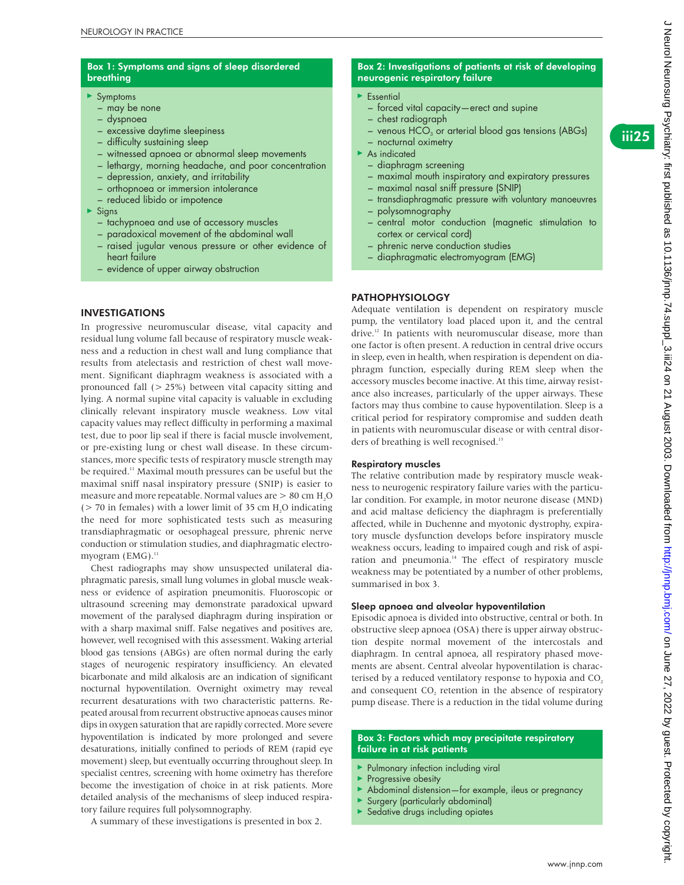### Box 1: Symptoms and signs of sleep disordered breathing

- Symptoms
  - may be none
  - dyspnoea
  - excessive daytime sleepiness
  - difficulty sustaining sleep
  - witnessed apnoea or abnormal sleep movements
  - lethargy, morning headache, and poor concentration
  - depression, anxiety, and irritability
  - orthopnoea or immersion intolerance
  - reduced libido or impotence
- Signs
  - tachypnoea and use of accessory muscles
  - paradoxical movement of the abdominal wall
  - raised jugular venous pressure or other evidence of heart failure
  - evidence of upper airway obstruction

## INVESTIGATIONS

In progressive neuromuscular disease, vital capacity and residual lung volume fall because of respiratory muscle weakness and a reduction in chest wall and lung compliance that results from atelectasis and restriction of chest wall movement. Significant diaphragm weakness is associated with a pronounced fall (> 25%) between vital capacity sitting and lying. A normal supine vital capacity is valuable in excluding clinically relevant inspiratory muscle weakness. Low vital capacity values may reflect difficulty in performing a maximal test, due to poor lip seal if there is facial muscle involvement, or pre-existing lung or chest wall disease. In these circumstances, more specific tests of respiratory muscle strength may be required.[11] Maximal mouth pressures can be useful but the maximal sniff nasal inspiratory pressure (SNIP) is easier to measure and more repeatable. Normal values are > 80 cm $H_2O$ (> 70 in females) with a lower limit of 35 cm $H_2O$ indicating the need for more sophisticated tests such as measuring transdiaphragmatic or oesophageal pressure, phrenic nerve conduction or stimulation studies, and diaphragmatic electromyogram (EMG).[11]

Chest radiographs may show unsuspected unilateral diaphragmatic paresis, small lung volumes in global muscle weakness or evidence of aspiration pneumonitis. Fluoroscopic or ultrasound screening may demonstrate paradoxical upward movement of the paralysed diaphragm during inspiration or with a sharp maximal sniff. False negatives and positives are, however, well recognised with this assessment. Waking arterial blood gas tensions (ABGs) are often normal during the early stages of neurogenic respiratory insufficiency. An elevated bicarbonate and mild alkalosis are an indication of significant nocturnal hypoventilation. Overnight oximetry may reveal recurrent desaturations with two characteristic patterns. Repeated arousal from recurrent obstructive apnoeas causes minor dips in oxygen saturation that are rapidly corrected. More severe hypoventilation is indicated by more prolonged and severe desaturations, initially confined to periods of REM (rapid eye movement) sleep, but eventually occurring throughout sleep. In specialist centres, screening with home oximetry has therefore become the investigation of choice in at risk patients. More detailed analysis of the mechanisms of sleep induced respiratory failure requires full polysomnography.

A summary of these investigations is presented in box 2.

### Box 2: Investigations of patients at risk of developing neurogenic respiratory failure

- Essential
  - forced vital capacity—erect and supine
  - chest radiograph
  - venous $HCO_3$ or arterial blood gas tensions (ABGs)
  - nocturnal oximetry
- As indicated
  - diaphragm screening
  - maximal mouth inspiratory and expiratory pressures
  - maximal nasal sniff pressure (SNIP)
  - transdiaphragmatic pressure with voluntary manoeuvres
  - polysomnography
  - central motor conduction (magnetic stimulation to cortex or cervical cord)
  - phrenic nerve conduction studies
  - diaphragmatic electromyogram (EMG)

## PATHOPHYSIOLOGY

Adequate ventilation is dependent on respiratory muscle pump, the ventilatory load placed upon it, and the central drive.[12] In patients with neuromuscular disease, more than one factor is often present. A reduction in central drive occurs in sleep, even in health, when respiration is dependent on diaphragm function, especially during REM sleep when the accessory muscles become inactive. At this time, airway resistance also increases, particularly of the upper airways. These factors may thus combine to cause hypoventilation. Sleep is a critical period for respiratory compromise and sudden death in patients with neuromuscular disease or with central disorders of breathing is well recognised.[13]

### Respiratory muscles

The relative contribution made by respiratory muscle weakness to neurogenic respiratory failure varies with the particular condition. For example, in motor neurone disease (MND) and acid maltase deficiency the diaphragm is preferentially affected, while in Duchenne and myotonic dystrophy, expiratory muscle dysfunction develops before inspiratory muscle weakness occurs, leading to impaired cough and risk of aspiration and pneumonia.[14] The effect of respiratory muscle weakness may be potentiated by a number of other problems, summarised in box 3.

### Sleep apnoea and alveolar hypoventilation

Episodic apnoea is divided into obstructive, central or both. In obstructive sleep apnoea (OSA) there is upper airway obstruction despite normal movement of the intercostals and diaphragm. In central apnoea, all respiratory phased movements are absent. Central alveolar hypoventilation is characterised by a reduced ventilatory response to hypoxia and $CO_2$ and consequent $CO_2$ retention in the absence of respiratory pump disease. There is a reduction in the tidal volume during

### Box 3: Factors which may precipitate respiratory failure in at risk patients

- Pulmonary infection including viral
- Progressive obesity
- Abdominal distension—for example, ileus or pregnancy
- Surgery (particularly abdominal)
- Sedative drugs including opiates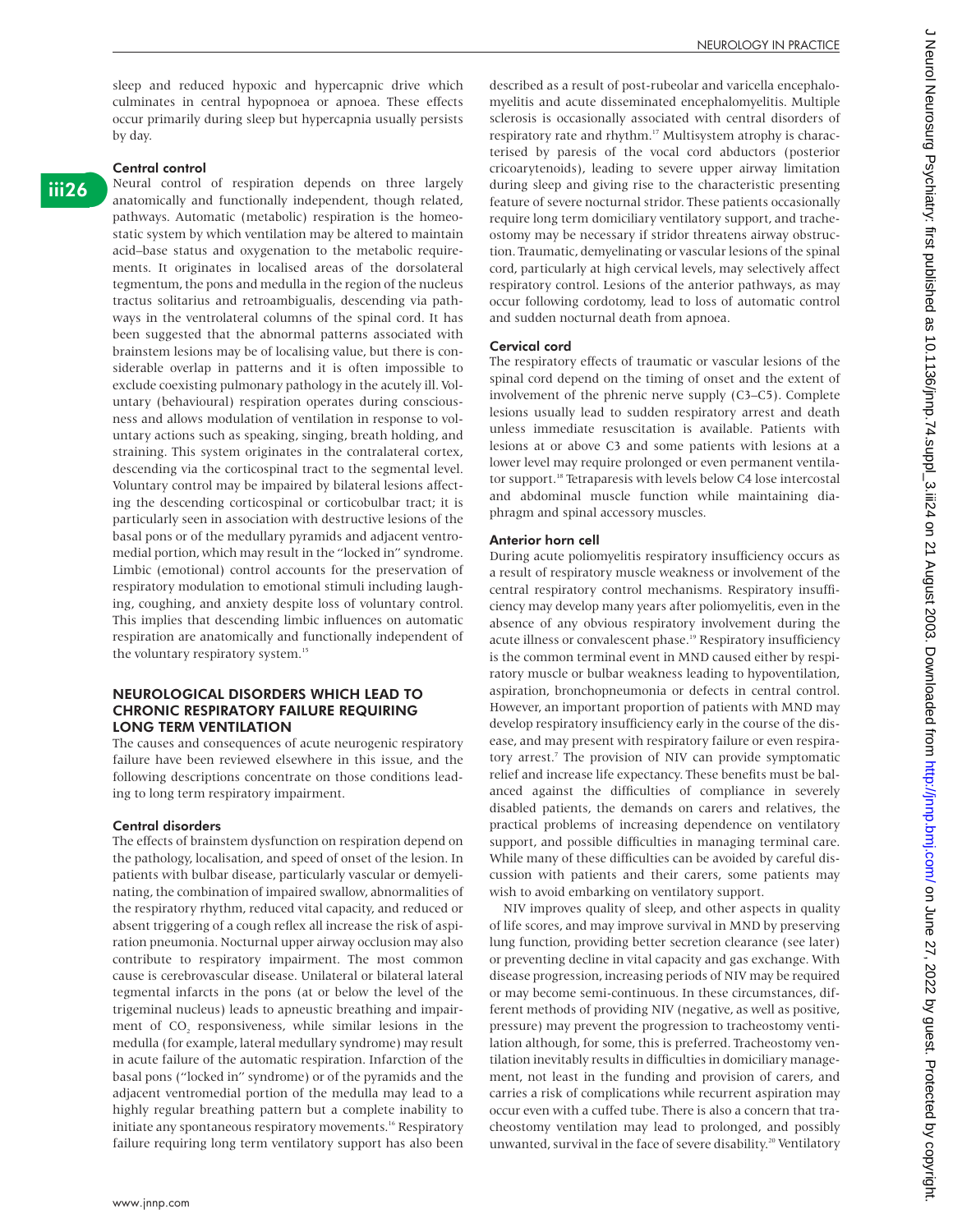sleep and reduced hypoxic and hypercapnic drive which culminates in central hypopnoea or apnoea. These effects occur primarily during sleep but hypercapnia usually persists by day.

### Central control

Neural control of respiration depends on three largely anatomically and functionally independent, though related, pathways. Automatic (metabolic) respiration is the homeostatic system by which ventilation may be altered to maintain acid–base status and oxygenation to the metabolic requirements. It originates in localised areas of the dorsolateral tegmentum, the pons and medulla in the region of the nucleus tractus solitarius and retroambigualis, descending via pathways in the ventrolateral columns of the spinal cord. It has been suggested that the abnormal patterns associated with brainstem lesions may be of localising value, but there is considerable overlap in patterns and it is often impossible to exclude coexisting pulmonary pathology in the acutely ill. Voluntary (behavioural) respiration operates during consciousness and allows modulation of ventilation in response to voluntary actions such as speaking, singing, breath holding, and straining. This system originates in the contralateral cortex, descending via the corticospinal tract to the segmental level. Voluntary control may be impaired by bilateral lesions affecting the descending corticospinal or corticobulbar tract; it is particularly seen in association with destructive lesions of the basal pons or of the medullary pyramids and adjacent ventromedial portion, which may result in the "locked in" syndrome. Limbic (emotional) control accounts for the preservation of respiratory modulation to emotional stimuli including laughing, coughing, and anxiety despite loss of voluntary control. This implies that descending limbic influences on automatic respiration are anatomically and functionally independent of the voluntary respiratory system.[15]

## NEUROLOGICAL DISORDERS WHICH LEAD TO CHRONIC RESPIRATORY FAILURE REQUIRING LONG TERM VENTILATION

The causes and consequences of acute neurogenic respiratory failure have been reviewed elsewhere in this issue, and the following descriptions concentrate on those conditions leading to long term respiratory impairment.

### Central disorders

The effects of brainstem dysfunction on respiration depend on the pathology, localisation, and speed of onset of the lesion. In patients with bulbar disease, particularly vascular or demyelinating, the combination of impaired swallow, abnormalities of the respiratory rhythm, reduced vital capacity, and reduced or absent triggering of a cough reflex all increase the risk of aspiration pneumonia. Nocturnal upper airway occlusion may also contribute to respiratory impairment. The most common cause is cerebrovascular disease. Unilateral or bilateral lateral tegmental infarcts in the pons (at or below the level of the trigeminal nucleus) leads to apneustic breathing and impairment of $CO_2$ responsiveness, while similar lesions in the medulla (for example, lateral medullary syndrome) may result in acute failure of the automatic respiration. Infarction of the basal pons ("locked in" syndrome) or of the pyramids and the adjacent ventromedial portion of the medulla may lead to a highly regular breathing pattern but a complete inability to initiate any spontaneous respiratory movements.[16] Respiratory failure requiring long term ventilatory support has also been described as a result of post-rubeolar and varicella encephalomyelitis and acute disseminated encephalomyelitis. Multiple sclerosis is occasionally associated with central disorders of respiratory rate and rhythm.[17] Multisystem atrophy is characterised by paresis of the vocal cord abductors (posterior cricoarytenoids), leading to severe upper airway limitation during sleep and giving rise to the characteristic presenting feature of severe nocturnal stridor. These patients occasionally require long term domiciliary ventilatory support, and tracheostomy may be necessary if stridor threatens airway obstruction. Traumatic, demyelinating or vascular lesions of the spinal cord, particularly at high cervical levels, may selectively affect respiratory control. Lesions of the anterior pathways, as may occur following cordotomy, lead to loss of automatic control and sudden nocturnal death from apnoea.

### Cervical cord

The respiratory effects of traumatic or vascular lesions of the spinal cord depend on the timing of onset and the extent of involvement of the phrenic nerve supply (C3–C5). Complete lesions usually lead to sudden respiratory arrest and death unless immediate resuscitation is available. Patients with lesions at or above C3 and some patients with lesions at a lower level may require prolonged or even permanent ventilator support.[18] Tetraparesis with levels below C4 lose intercostal and abdominal muscle function while maintaining diaphragm and spinal accessory muscles.

### Anterior horn cell

During acute poliomyelitis respiratory insufficiency occurs as a result of respiratory muscle weakness or involvement of the central respiratory control mechanisms. Respiratory insufficiency may develop many years after poliomyelitis, even in the absence of any obvious respiratory involvement during the acute illness or convalescent phase.[19] Respiratory insufficiency is the common terminal event in MND caused either by respiratory muscle or bulbar weakness leading to hypoventilation, aspiration, bronchopneumonia or defects in central control. However, an important proportion of patients with MND may develop respiratory insufficiency early in the course of the disease, and may present with respiratory failure or even respiratory arrest.[7] The provision of NIV can provide symptomatic relief and increase life expectancy. These benefits must be balanced against the difficulties of compliance in severely disabled patients, the demands on carers and relatives, the practical problems of increasing dependence on ventilatory support, and possible difficulties in managing terminal care. While many of these difficulties can be avoided by careful discussion with patients and their carers, some patients may wish to avoid embarking on ventilatory support.

NIV improves quality of sleep, and other aspects in quality of life scores, and may improve survival in MND by preserving lung function, providing better secretion clearance (see later) or preventing decline in vital capacity and gas exchange. With disease progression, increasing periods of NIV may be required or may become semi-continuous. In these circumstances, different methods of providing NIV (negative, as well as positive, pressure) may prevent the progression to tracheostomy ventilation although, for some, this is preferred. Tracheostomy ventilation inevitably results in difficulties in domiciliary management, not least in the funding and provision of carers, and carries a risk of complications while recurrent aspiration may occur even with a cuffed tube. There is also a concern that tracheostomy ventilation may lead to prolonged, and possibly unwanted, survival in the face of severe disability.[20] Ventilatory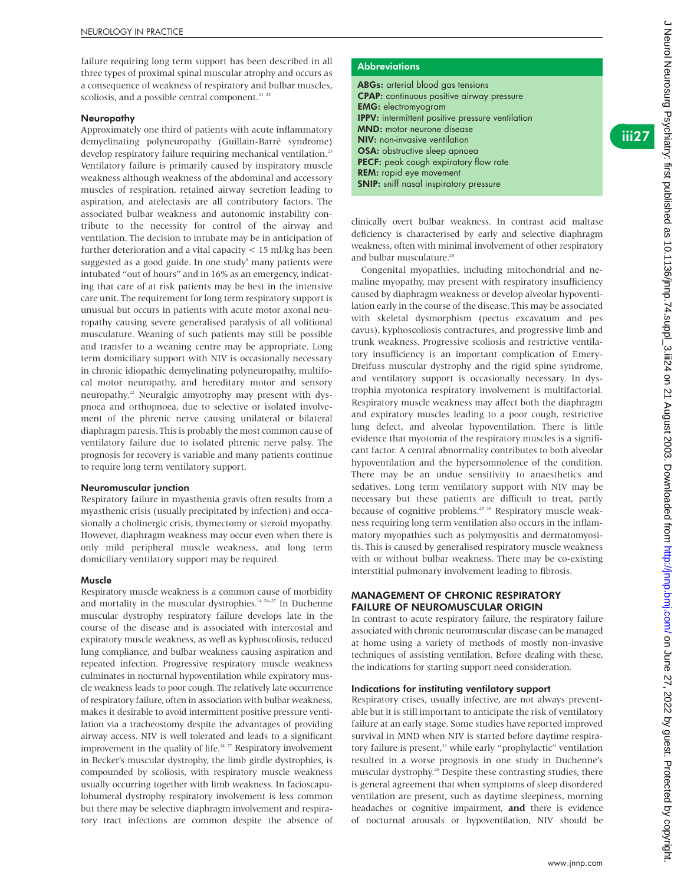failure requiring long term support has been described in all three types of proximal spinal muscular atrophy and occurs as a consequence of weakness of respiratory and bulbar muscles, scoliosis, and a possible central component.[21 22]

### Neuropathy

Approximately one third of patients with acute inflammatory demyelinating polyneuropathy (Guillain-Barré syndrome) develop respiratory failure requiring mechanical ventilation.[23] Ventilatory failure is primarily caused by inspiratory muscle weakness although weakness of the abdominal and accessory muscles of respiration, retained airway secretion leading to aspiration, and atelectasis are all contributory factors. The associated bulbar weakness and autonomic instability contribute to the necessity for control of the airway and ventilation. The decision to intubate may be in anticipation of further deterioration and a vital capacity < 15 ml/kg has been suggested as a good guide. In one study[8] many patients were intubated "out of hours" and in 16% as an emergency, indicating that care of at risk patients may be best in the intensive care unit. The requirement for long term respiratory support is unusual but occurs in patients with acute motor axonal neuropathy causing severe generalised paralysis of all volitional musculature. Weaning of such patients may still be possible and transfer to a weaning centre may be appropriate. Long term domiciliary support with NIV is occasionally necessary in chronic idiopathic demyelinating polyneuropathy, multifocal motor neuropathy, and hereditary motor and sensory neuropathy.[22] Neuralgic amyotrophy may present with dyspnoea and orthopnoea, due to selective or isolated involvement of the phrenic nerve causing unilateral or bilateral diaphragm paresis. This is probably the most common cause of ventilatory failure due to isolated phrenic nerve palsy. The prognosis for recovery is variable and many patients continue to require long term ventilatory support.

### Neuromuscular junction

Respiratory failure in myasthenia gravis often results from a myasthenic crisis (usually precipitated by infection) and occasionally a cholinergic crisis, thymectomy or steroid myopathy. However, diaphragm weakness may occur even when there is only mild peripheral muscle weakness, and long term domiciliary ventilatory support may be required.

### Muscle

Respiratory muscle weakness is a common cause of morbidity and mortality in the muscular dystrophies.[14 24–27] In Duchenne muscular dystrophy respiratory failure develops late in the course of the disease and is associated with intercostal and expiratory muscle weakness, as well as kyphoscoliosis, reduced lung compliance, and bulbar weakness causing aspiration and repeated infection. Progressive respiratory muscle weakness culminates in nocturnal hypoventilation while expiratory muscle weakness leads to poor cough. The relatively late occurrence of respiratory failure, often in association with bulbar weakness, makes it desirable to avoid intermittent positive pressure ventilation via a tracheostomy despite the advantages of providing airway access. NIV is well tolerated and leads to a significant improvement in the quality of life.[14 27] Respiratory involvement in Becker's muscular dystrophy, the limb girdle dystrophies, is compounded by scoliosis, with respiratory muscle weakness usually occurring together with limb weakness. In facioscapulohumeral dystrophy respiratory involvement is less common but there may be selective diaphragm involvement and respiratory tract infections are common despite the absence of clinically overt bulbar weakness. In contrast acid maltase deficiency is characterised by early and selective diaphragm weakness, often with minimal involvement of other respiratory and bulbar musculature.[28]

Congenital myopathies, including mitochondrial and nemaline myopathy, may present with respiratory insufficiency caused by diaphragm weakness or develop alveolar hypoventilation early in the course of the disease. This may be associated with skeletal dysmorphism (pectus excavatum and pes cavus), kyphoscoliosis contractures, and progressive limb and trunk weakness. Progressive scoliosis and restrictive ventilatory insufficiency is an important complication of Emery-Dreifuss muscular dystrophy and the rigid spine syndrome, and ventilatory support is occasionally necessary. In dystrophia myotonica respiratory involvement is multifactorial. Respiratory muscle weakness may affect both the diaphragm and expiratory muscles leading to a poor cough, restrictive lung defect, and alveolar hypoventilation. There is little evidence that myotonia of the respiratory muscles is a significant factor. A central abnormality contributes to both alveolar hypoventilation and the hypersomnolence of the condition. There may be an undue sensitivity to anaesthetics and sedatives. Long term ventilatory support with NIV may be necessary but these patients are difficult to treat, partly because of cognitive problems.[29 30] Respiratory muscle weakness requiring long term ventilation also occurs in the inflammatory myopathies such as polymyositis and dermatomyositis. This is caused by generalised respiratory muscle weakness with or without bulbar weakness. There may be co-existing interstitial pulmonary involvement leading to fibrosis.

> **Abbreviations**
>
> **ABGs:** arterial blood gas tensions
> **CPAP:** continuous positive airway pressure
> **EMG:** electromyogram
> **IPPV:** intermittent positive pressure ventilation
> **MND:** motor neurone disease
> **NIV:** non-invasive ventilation
> **OSA:** obstructive sleep apnoea
> **PECF:** peak cough expiratory flow rate
> **REM:** rapid eye movement
> **SNIP:** sniff nasal inspiratory pressure

## MANAGEMENT OF CHRONIC RESPIRATORY FAILURE OF NEUROMUSCULAR ORIGIN

In contrast to acute respiratory failure, the respiratory failure associated with chronic neuromuscular disease can be managed at home using a variety of methods of mostly non-invasive techniques of assisting ventilation. Before dealing with these, the indications for starting support need consideration.

### Indications for instituting ventilatory support

Respiratory crises, usually infective, are not always preventable but it is still important to anticipate the risk of ventilatory failure at an early stage. Some studies have reported improved survival in MND when NIV is started before daytime respiratory failure is present,[31] while early "prophylactic" ventilation resulted in a worse prognosis in one study in Duchenne's muscular dystrophy.[26] Despite these contrasting studies, there is general agreement that when symptoms of sleep disordered ventilation are present, such as daytime sleepiness, morning headaches or cognitive impairment, **and** there is evidence of nocturnal arousals or hypoventilation, NIV should be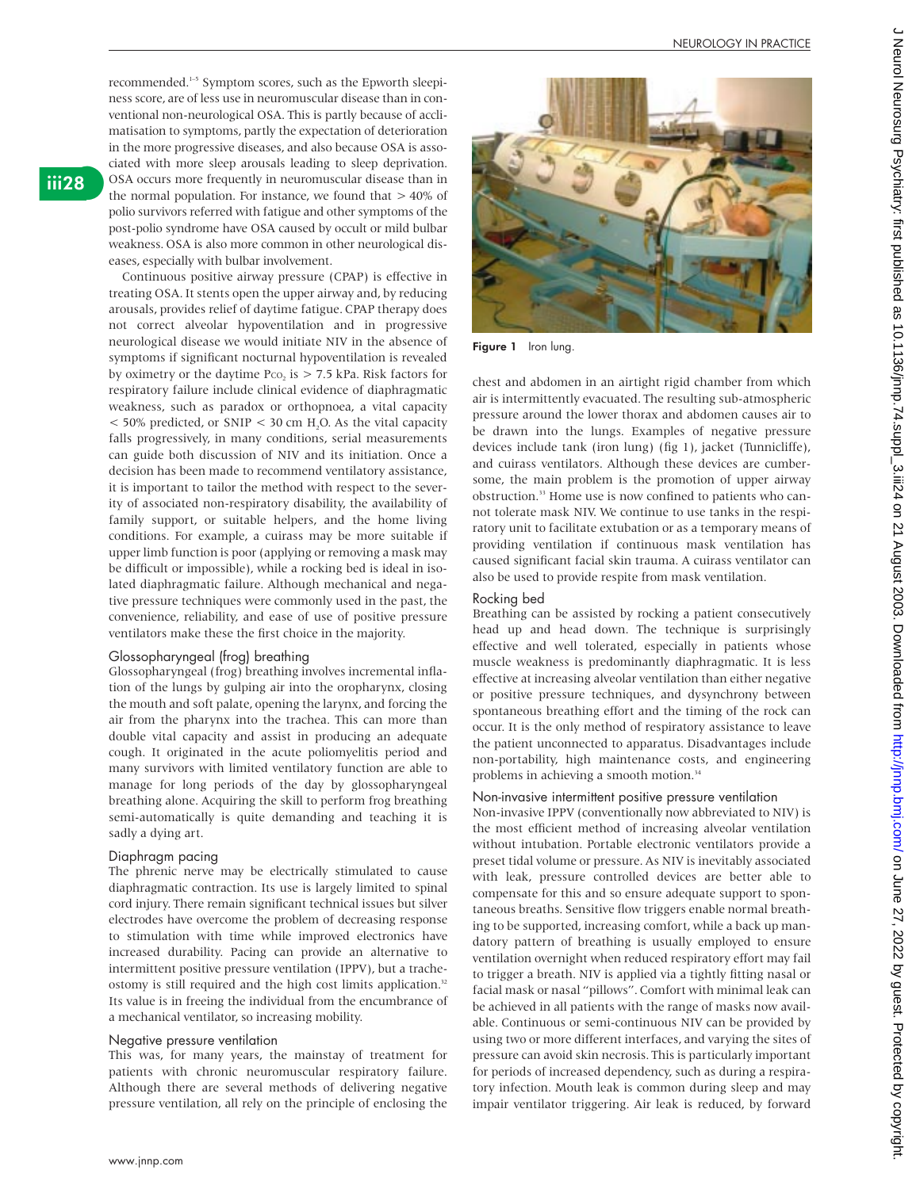recommended.[1–5] Symptom scores, such as the Epworth sleepiness score, are of less use in neuromuscular disease than in conventional non-neurological OSA. This is partly because of acclimatisation to symptoms, partly the expectation of deterioration in the more progressive diseases, and also because OSA is associated with more sleep arousals leading to sleep deprivation. OSA occurs more frequently in neuromuscular disease than in the normal population. For instance, we found that > 40% of polio survivors referred with fatigue and other symptoms of the post-polio syndrome have OSA caused by occult or mild bulbar weakness. OSA is also more common in other neurological diseases, especially with bulbar involvement.

Continuous positive airway pressure (CPAP) is effective in treating OSA. It stents open the upper airway and, by reducing arousals, provides relief of daytime fatigue. CPAP therapy does not correct alveolar hypoventilation and in progressive neurological disease we would initiate NIV in the absence of symptoms if significant nocturnal hypoventilation is revealed by oximetry or the daytime $P_{CO_2}$ is > 7.5 kPa. Risk factors for respiratory failure include clinical evidence of diaphragmatic weakness, such as paradox or orthopnoea, a vital capacity < 50% predicted, or SNIP < 30 cm $H_2O$. As the vital capacity falls progressively, in many conditions, serial measurements can guide both discussion of NIV and its initiation. Once a decision has been made to recommend ventilatory assistance, it is important to tailor the method with respect to the severity of associated non-respiratory disability, the availability of family support, or suitable helpers, and the home living conditions. For example, a cuirass may be more suitable if upper limb function is poor (applying or removing a mask may be difficult or impossible), while a rocking bed is ideal in isolated diaphragmatic failure. Although mechanical and negative pressure techniques were commonly used in the past, the convenience, reliability, and ease of use of positive pressure ventilators make these the first choice in the majority.

### Glossopharyngeal (frog) breathing

Glossopharyngeal (frog) breathing involves incremental inflation of the lungs by gulping air into the oropharynx, closing the mouth and soft palate, opening the larynx, and forcing the air from the pharynx into the trachea. This can more than double vital capacity and assist in producing an adequate cough. It originated in the acute poliomyelitis period and many survivors with limited ventilatory function are able to manage for long periods of the day by glossopharyngeal breathing alone. Acquiring the skill to perform frog breathing semi-automatically is quite demanding and teaching it is sadly a dying art.

### Diaphragm pacing

The phrenic nerve may be electrically stimulated to cause diaphragmatic contraction. Its use is largely limited to spinal cord injury. There remain significant technical issues but silver electrodes have overcome the problem of decreasing response to stimulation with time while improved electronics have increased durability. Pacing can provide an alternative to intermittent positive pressure ventilation (IPPV), but a tracheostomy is still required and the high cost limits application.[32] Its value is in freeing the individual from the encumbrance of a mechanical ventilator, so increasing mobility.

### Negative pressure ventilation

This was, for many years, the mainstay of treatment for patients with chronic neuromuscular respiratory failure. Although there are several methods of delivering negative pressure ventilation, all rely on the principle of enclosing the chest and abdomen in an airtight rigid chamber from which air is intermittently evacuated. The resulting sub-atmospheric pressure around the lower thorax and abdomen causes air to be drawn into the lungs. Examples of negative pressure devices include tank (iron lung) (fig 1), jacket (Tunnicliffe), and cuirass ventilators. Although these devices are cumbersome, the main problem is the promotion of upper airway obstruction.[33] Home use is now confined to patients who cannot tolerate mask NIV. We continue to use tanks in the respiratory unit to facilitate extubation or as a temporary means of providing ventilation if continuous mask ventilation has caused significant facial skin trauma. A cuirass ventilator can also be used to provide respite from mask ventilation.

**Figure 1** Iron lung.

### Rocking bed

Breathing can be assisted by rocking a patient consecutively head up and head down. The technique is surprisingly effective and well tolerated, especially in patients whose muscle weakness is predominantly diaphragmatic. It is less effective at increasing alveolar ventilation than either negative or positive pressure techniques, and dysynchrony between spontaneous breathing effort and the timing of the rock can occur. It is the only method of respiratory assistance to leave the patient unconnected to apparatus. Disadvantages include non-portability, high maintenance costs, and engineering problems in achieving a smooth motion.[34]

### Non-invasive intermittent positive pressure ventilation

Non-invasive IPPV (conventionally now abbreviated to NIV) is the most efficient method of increasing alveolar ventilation without intubation. Portable electronic ventilators provide a preset tidal volume or pressure. As NIV is inevitably associated with leak, pressure controlled devices are better able to compensate for this and so ensure adequate support to spontaneous breaths. Sensitive flow triggers enable normal breathing to be supported, increasing comfort, while a back up mandatory pattern of breathing is usually employed to ensure ventilation overnight when reduced respiratory effort may fail to trigger a breath. NIV is applied via a tightly fitting nasal or facial mask or nasal "pillows". Comfort with minimal leak can be achieved in all patients with the range of masks now available. Continuous or semi-continuous NIV can be provided by using two or more different interfaces, and varying the sites of pressure can avoid skin necrosis. This is particularly important for periods of increased dependency, such as during a respiratory infection. Mouth leak is common during sleep and may impair ventilator triggering. Air leak is reduced, by forward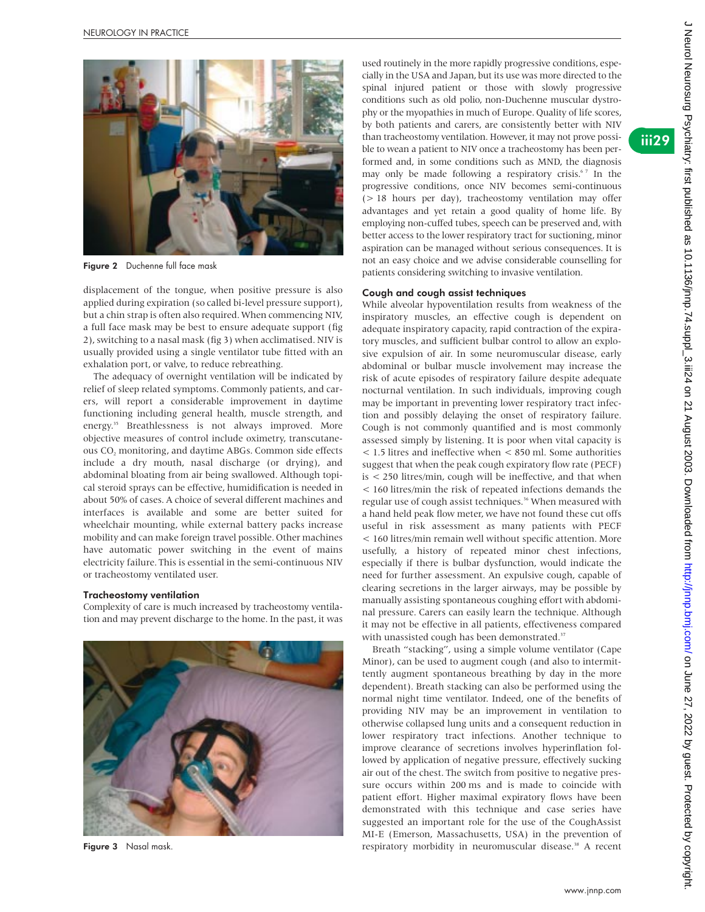Figure 2 Duchenne full face mask

displacement of the tongue, when positive pressure is also applied during expiration (so called bi-level pressure support), but a chin strap is often also required. When commencing NIV, a full face mask may be best to ensure adequate support (fig 2), switching to a nasal mask (fig 3) when acclimatised. NIV is usually provided using a single ventilator tube fitted with an exhalation port, or valve, to reduce rebreathing.

The adequacy of overnight ventilation will be indicated by relief of sleep related symptoms. Commonly patients, and carers, will report a considerable improvement in daytime functioning including general health, muscle strength, and energy.[35] Breathlessness is not always improved. More objective measures of control include oximetry, transcutaneous $CO_2$ monitoring, and daytime ABGs. Common side effects include a dry mouth, nasal discharge (or drying), and abdominal bloating from air being swallowed. Although topical steroid sprays can be effective, humidification is needed in about 50% of cases. A choice of several different machines and interfaces is available and some are better suited for wheelchair mounting, while external battery packs increase mobility and can make foreign travel possible. Other machines have automatic power switching in the event of mains electricity failure. This is essential in the semi-continuous NIV or tracheostomy ventilated user.

### Tracheostomy ventilation

Complexity of care is much increased by tracheostomy ventilation and may prevent discharge to the home. In the past, it was used routinely in the more rapidly progressive conditions, especially in the USA and Japan, but its use was more directed to the spinal injured patient or those with slowly progressive conditions such as old polio, non-Duchenne muscular dystrophy or the myopathies in much of Europe. Quality of life scores, by both patients and carers, are consistently better with NIV than tracheostomy ventilation. However, it may not prove possible to wean a patient to NIV once a tracheostomy has been performed and, in some conditions such as MND, the diagnosis may only be made following a respiratory crisis.[6,7] In the progressive conditions, once NIV becomes semi-continuous (> 18 hours per day), tracheostomy ventilation may offer advantages and yet retain a good quality of home life. By employing non-cuffed tubes, speech can be preserved and, with better access to the lower respiratory tract for suctioning, minor aspiration can be managed without serious consequences. It is not an easy choice and we advise considerable counselling for patients considering switching to invasive ventilation.

Figure 3 Nasal mask.

### Cough and cough assist techniques

While alveolar hypoventilation results from weakness of the inspiratory muscles, an effective cough is dependent on adequate inspiratory capacity, rapid contraction of the expiratory muscles, and sufficient bulbar control to allow an explosive expulsion of air. In some neuromuscular disease, early abdominal or bulbar muscle involvement may increase the risk of acute episodes of respiratory failure despite adequate nocturnal ventilation. In such individuals, improving cough may be important in preventing lower respiratory tract infection and possibly delaying the onset of respiratory failure. Cough is not commonly quantified and is most commonly assessed simply by listening. It is poor when vital capacity is < 1.5 litres and ineffective when < 850 ml. Some authorities suggest that when the peak cough expiratory flow rate (PECF) is < 250 litres/min, cough will be ineffective, and that when < 160 litres/min the risk of repeated infections demands the regular use of cough assist techniques.[36] When measured with a hand held peak flow meter, we have not found these cut offs useful in risk assessment as many patients with PECF < 160 litres/min remain well without specific attention. More usefully, a history of repeated minor chest infections, especially if there is bulbar dysfunction, would indicate the need for further assessment. An expulsive cough, capable of clearing secretions in the larger airways, may be possible by manually assisting spontaneous coughing effort with abdominal pressure. Carers can easily learn the technique. Although it may not be effective in all patients, effectiveness compared with unassisted cough has been demonstrated.[37]

Breath "stacking", using a simple volume ventilator (Cape Minor), can be used to augment cough (and also to intermittently augment spontaneous breathing by day in the more dependent). Breath stacking can also be performed using the normal night time ventilator. Indeed, one of the benefits of providing NIV may be an improvement in ventilation to otherwise collapsed lung units and a consequent reduction in lower respiratory tract infections. Another technique to improve clearance of secretions involves hyperinflation followed by application of negative pressure, effectively sucking air out of the chest. The switch from positive to negative pressure occurs within 200 ms and is made to coincide with patient effort. Higher maximal expiratory flows have been demonstrated with this technique and case series have suggested an important role for the use of the CoughAssist MI-E (Emerson, Massachusetts, USA) in the prevention of respiratory morbidity in neuromuscular disease.[38] A recent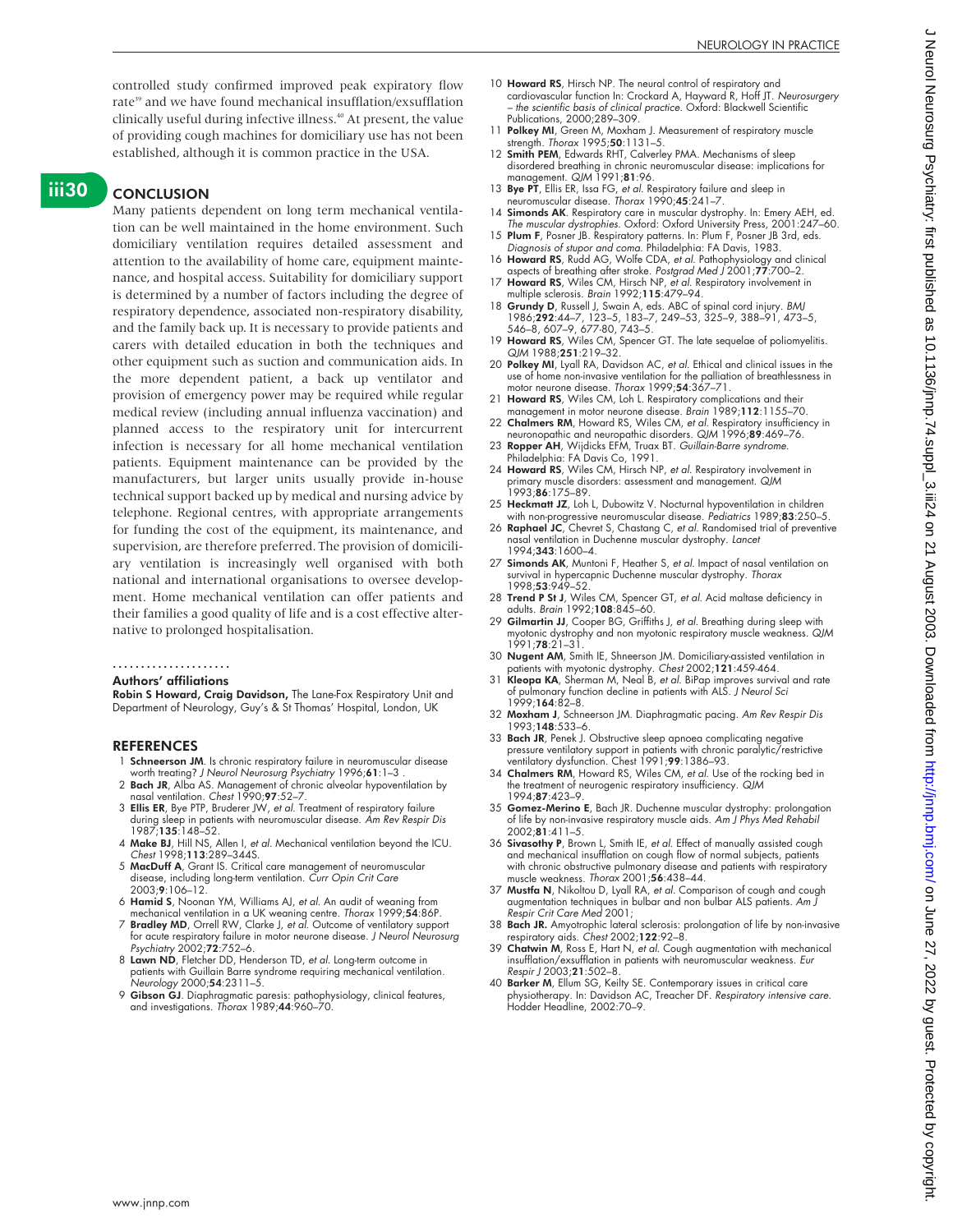controlled study confirmed improved peak expiratory flow rate[39] and we have found mechanical insufflation/exsufflation clinically useful during infective illness.[40] At present, the value of providing cough machines for domiciliary use has not been established, although it is common practice in the USA.

## CONCLUSION

Many patients dependent on long term mechanical ventilation can be well maintained in the home environment. Such domiciliary ventilation requires detailed assessment and attention to the availability of home care, equipment maintenance, and hospital access. Suitability for domiciliary support is determined by a number of factors including the degree of respiratory dependence, associated non-respiratory disability, and the family back up. It is necessary to provide patients and carers with detailed education in both the techniques and other equipment such as suction and communication aids. In the more dependent patient, a back up ventilator and provision of emergency power may be required while regular medical review (including annual influenza vaccination) and planned access to the respiratory unit for intercurrent infection is necessary for all home mechanical ventilation patients. Equipment maintenance can be provided by the manufacturers, but larger units usually provide in-house technical support backed up by medical and nursing advice by telephone. Regional centres, with appropriate arrangements for funding the cost of the equipment, its maintenance, and supervision, are therefore preferred. The provision of domiciliary ventilation is increasingly well organised with both national and international organisations to oversee development. Home mechanical ventilation can offer patients and their families a good quality of life and is a cost effective alternative to prolonged hospitalisation.

.....................

### Authors' affiliations

**Robin S Howard, Craig Davidson,** The Lane-Fox Respiratory Unit and Department of Neurology, Guy's & St Thomas' Hospital, London, UK

## REFERENCES

1. **Schneerson JM**. Is chronic respiratory failure in neuromuscular disease worth treating? *J Neurol Neurosurg Psychiatry* 1996;**61**:1–3 .
2. **Bach JR**, Alba AS. Management of chronic alveolar hypoventilation by nasal ventilation. *Chest* 1990;**97**:52–7.
3. **Ellis ER**, Bye PTP, Bruderer JW, *et al*. Treatment of respiratory failure during sleep in patients with neuromuscular disease. *Am Rev Respir Dis* 1987;**135**:148–52.
4. **Make BJ**, Hill NS, Allen I, *et al*. Mechanical ventilation beyond the ICU. *Chest* 1998;**113**:289–344S.
5. **MacDuff A**, Grant IS. Critical care management of neuromuscular disease, including long-term ventilation. *Curr Opin Crit Care* 2003;**9**:106–12.
6. **Hamid S**, Noonan YM, Williams AJ, *et al*. An audit of weaning from mechanical ventilation in a UK weaning centre. *Thorax* 1999;**54**:86P.
7. **Bradley MD**, Orrell RW, Clarke J, *et al*. Outcome of ventilatory support for acute respiratory failure in motor neurone disease. *J Neurol Neurosurg Psychiatry* 2002;**72**:752–6.
8. **Lawn ND**, Fletcher DD, Henderson TD, *et al*. Long-term outcome in patients with Guillain Barre syndrome requiring mechanical ventilation. *Neurology* 2000;**54**:2311–5.
9. **Gibson GJ**. Diaphragmatic paresis: pathophysiology, clinical features, and investigations. *Thorax* 1989;**44**:960–70.
10. **Howard RS**, Hirsch NP. The neural control of respiratory and cardiovascular function In: Crockard A, Hayward R, Hoff JT. *Neurosurgery – the scientific basis of clinical practice*. Oxford: Blackwell Scientific Publications, 2000;289–309.
11. **Polkey MI**, Green M, Moxham J. Measurement of respiratory muscle strength. *Thorax* 1995;**50**:1131–5.
12. **Smith PEM**, Edwards RHT, Calverley PMA. Mechanisms of sleep disordered breathing in chronic neuromuscular disease: implications for management. *QJM* 1991;**81**:96.
13. **Bye PT**, Ellis ER, Issa FG, *et al*. Respiratory failure and sleep in neuromuscular disease. *Thorax* 1990;**45**:241–7.
14. **Simonds AK**. Respiratory care in muscular dystrophy. In: Emery AEH, ed. *The muscular dystrophies*. Oxford: Oxford University Press, 2001:247–60.
15. **Plum F**, Posner JB. Respiratory patterns. In: Plum F, Posner JB 3rd, eds. *Diagnosis of stupor and coma*. Philadelphia: FA Davis, 1983.
16. **Howard RS**, Rudd AG, Wolfe CDA, *et al*. Pathophysiology and clinical aspects of breathing after stroke. *Postgrad Med J* 2001;**77**:700–2.
17. **Howard RS**, Wiles CM, Hirsch NP, *et al*. Respiratory involvement in multiple sclerosis. *Brain* 1992;**115**:479–94.
18. **Grundy D**, Russell J, Swain A, eds. ABC of spinal cord injury. *BMJ* 1986;**292**:44–7, 123–5, 183–7, 249–53, 325–9, 388–91, 473–5, 546–8, 607–9, 677-80, 743–5.
19. **Howard RS**, Wiles CM, Spencer GT. The late sequelae of poliomyelitis. *QJM* 1988;**251**:219–32.
20. **Polkey MI**, Lyall RA, Davidson AC, *et al*. Ethical and clinical issues in the use of home non-invasive ventilation for the palliation of breathlessness in motor neurone disease. *Thorax* 1999;**54**:367–71.
21. **Howard RS**, Wiles CM, Loh L. Respiratory complications and their management in motor neurone disease. *Brain* 1989;**112**:1155–70.
22. **Chalmers RM**, Howard RS, Wiles CM, *et al*. Respiratory insufficiency in neuronopathic and neuropathic disorders. *QJM* 1996;**89**:469–76.
23. **Ropper AH**, Wijdicks EFM, Truax BT. *Guillain-Barre syndrome*. Philadelphia: FA Davis Co, 1991.
24. **Howard RS**, Wiles CM, Hirsch NP, *et al*. Respiratory involvement in primary muscle disorders: assessment and management. *QJM* 1993;**86**:175–89.
25. **Heckmatt JZ**, Loh L, Dubowitz V. Nocturnal hypoventilation in children with non-progressive neuromuscular disease. *Pediatrics* 1989;**83**:250–5.
26. **Raphael JC**, Chevret S, Chastang C, *et al*. Randomised trial of preventive nasal ventilation in Duchenne muscular dystrophy. *Lancet* 1994;**343**:1600–4.
27. **Simonds AK**, Muntoni F, Heather S, *et al*. Impact of nasal ventilation on survival in hypercapnic Duchenne muscular dystrophy. *Thorax* 1998;**53**:949–52.
28. **Trend P St J**, Wiles CM, Spencer GT, *et al*. Acid maltase deficiency in adults. *Brain* 1992;**108**:845–60.
29. **Gilmartin JJ**, Cooper BG, Griffiths J, *et al*. Breathing during sleep with myotonic dystrophy and non myotonic respiratory muscle weakness. *QJM* 1991;**78**:21–31.
30. **Nugent AM**, Smith IE, Shneerson JM. Domiciliary-assisted ventilation in patients with myotonic dystrophy. *Chest* 2002;**121**:459-464.
31. **Kleopa KA**, Sherman M, Neal B, *et al*. BiPap improves survival and rate of pulmonary function decline in patients with ALS. *J Neurol Sci* 1999;**164**:82–8.
32. **Moxham J**, Schneerson JM. Diaphragmatic pacing. *Am Rev Respir Dis* 1993;**148**:533–6.
33. **Bach JR**, Penek J. Obstructive sleep apnoea complicating negative pressure ventilatory support in patients with chronic paralytic/restrictive ventilatory dysfunction. Chest 1991;**99**:1386–93.
34. **Chalmers RM**, Howard RS, Wiles CM, *et al*. Use of the rocking bed in the treatment of neurogenic respiratory insufficiency. *QJM* 1994;**87**:423–9.
35. **Gomez-Merino E**, Bach JR. Duchenne muscular dystrophy: prolongation of life by non-invasive respiratory muscle aids. *Am J Phys Med Rehabil* 2002;**81**:411–5.
36. **Sivasothy P**, Brown L, Smith IE, *et al*. Effect of manually assisted cough and mechanical insufflation on cough flow of normal subjects, patients with chronic obstructive pulmonary disease and patients with respiratory muscle weakness. *Thorax* 2001;**56**:438–44.
37. **Mustfa N**, Nikoltou D, Lyall RA, *et al*. Comparison of cough and cough augmentation techniques in bulbar and non bulbar ALS patients. *Am J Respir Crit Care Med* 2001;
38. **Bach JR.** Amyotrophic lateral sclerosis: prolongation of life by non-invasive respiratory aids. *Chest* 2002;**122**:92–8.
39. **Chatwin M**, Ross E, Hart N, *et al*. Cough augmentation with mechanical insufflation/exsufflation in patients with neuromuscular weakness. *Eur Respir J* 2003;**21**:502–8.
40. **Barker M**, Ellum SG, Keilty SE. Contemporary issues in critical care physiotherapy. In: Davidson AC, Treacher DF. *Respiratory intensive care*. Hodder Headline, 2002:70–9.